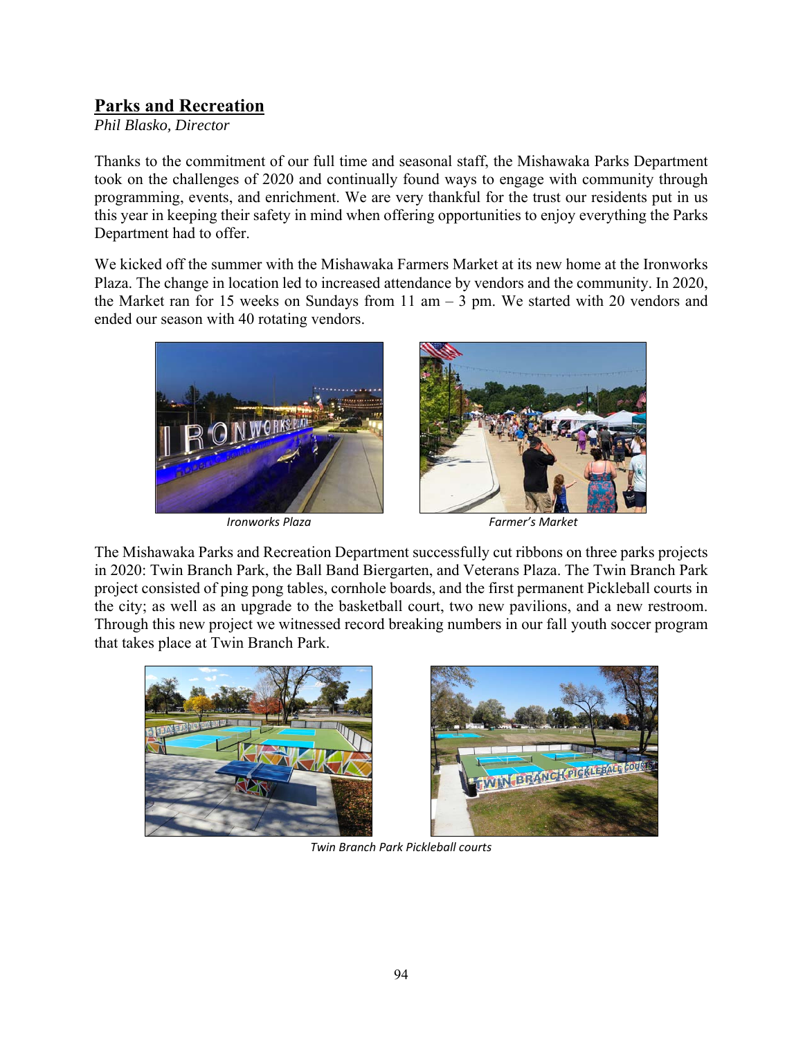## Parks and Recreation

*Phil Blasko, Director*

Thanks to the commitment of our full time and seasonal staff, the Mishawaka Parks Department took on the challenges of 2020 and continually found ways to engage with community through programming, events, and enrichment. We are very thankful for the trust our residents put in us this year in keeping their safety in mind when offering opportunities to enjoy everything the Parks Department had to offer.

We kicked off the summer with the Mishawaka Farmers Market at its new home at the Ironworks Plaza. The change in location led to increased attendance by vendors and the community. In 2020, the Market ran for 15 weeks on Sundays from 11 am – 3 pm. We started with 20 vendors and ended our season with 40 rotating vendors.

*Ironworks Plaza*

*Farmer's Market*

The Mishawaka Parks and Recreation Department successfully cut ribbons on three parks projects in 2020: Twin Branch Park, the Ball Band Biergarten, and Veterans Plaza. The Twin Branch Park project consisted of ping pong tables, cornhole boards, and the first permanent Pickleball courts in the city; as well as an upgrade to the basketball court, two new pavilions, and a new restroom. Through this new project we witnessed record breaking numbers in our fall youth soccer program that takes place at Twin Branch Park.

*Twin Branch Park Pickleball courts*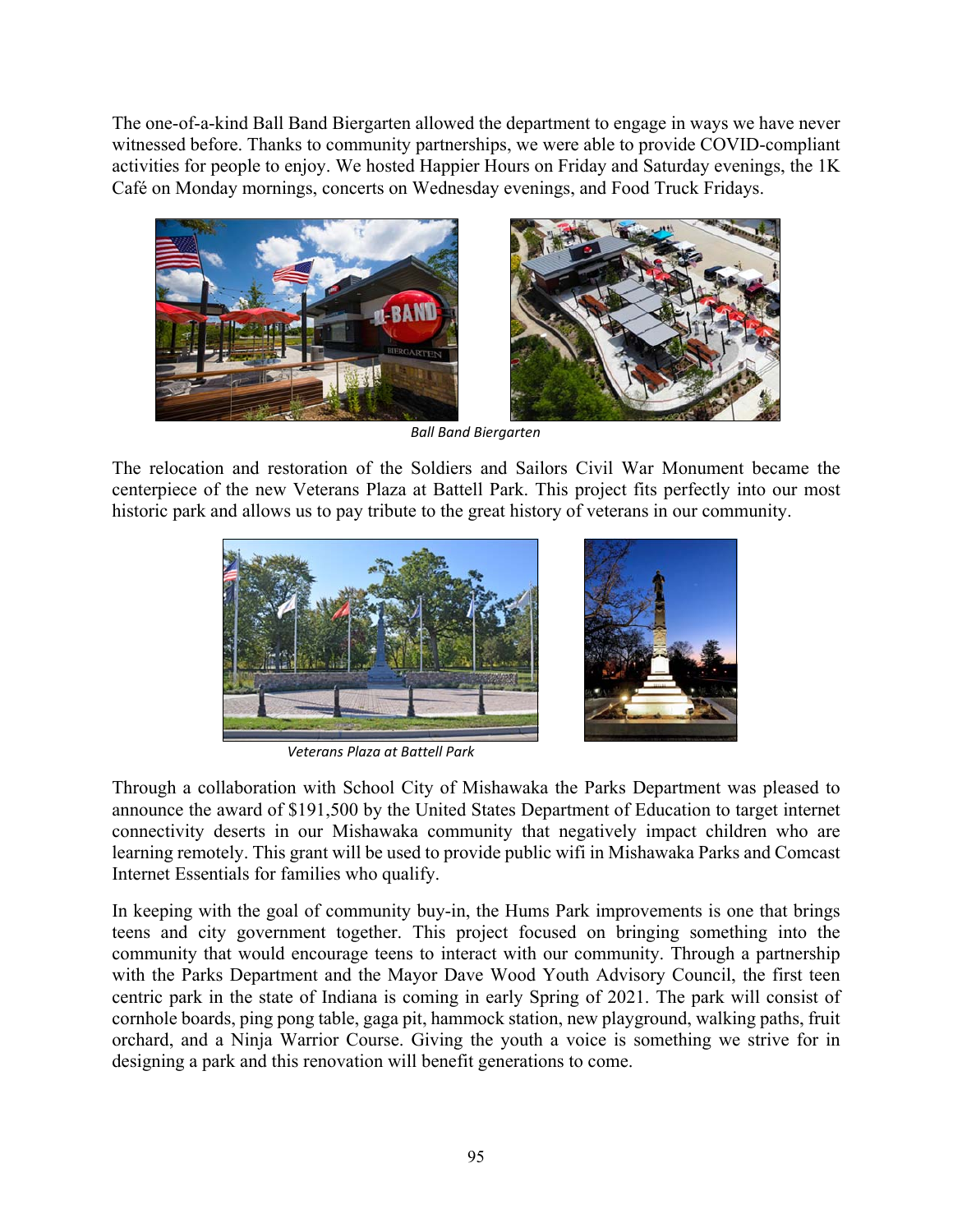The one-of-a-kind Ball Band Biergarten allowed the department to engage in ways we have never witnessed before. Thanks to community partnerships, we were able to provide COVID-compliant activities for people to enjoy. We hosted Happier Hours on Friday and Saturday evenings, the 1K Café on Monday mornings, concerts on Wednesday evenings, and Food Truck Fridays.

*Ball Band Biergarten*

The relocation and restoration of the Soldiers and Sailors Civil War Monument became the centerpiece of the new Veterans Plaza at Battell Park. This project fits perfectly into our most historic park and allows us to pay tribute to the great history of veterans in our community.

*Veterans Plaza at Battell Park*

Through a collaboration with School City of Mishawaka the Parks Department was pleased to announce the award of $191,500 by the United States Department of Education to target internet connectivity deserts in our Mishawaka community that negatively impact children who are learning remotely. This grant will be used to provide public wifi in Mishawaka Parks and Comcast Internet Essentials for families who qualify.

In keeping with the goal of community buy-in, the Hums Park improvements is one that brings teens and city government together. This project focused on bringing something into the community that would encourage teens to interact with our community. Through a partnership with the Parks Department and the Mayor Dave Wood Youth Advisory Council, the first teen centric park in the state of Indiana is coming in early Spring of 2021. The park will consist of cornhole boards, ping pong table, gaga pit, hammock station, new playground, walking paths, fruit orchard, and a Ninja Warrior Course. Giving the youth a voice is something we strive for in designing a park and this renovation will benefit generations to come.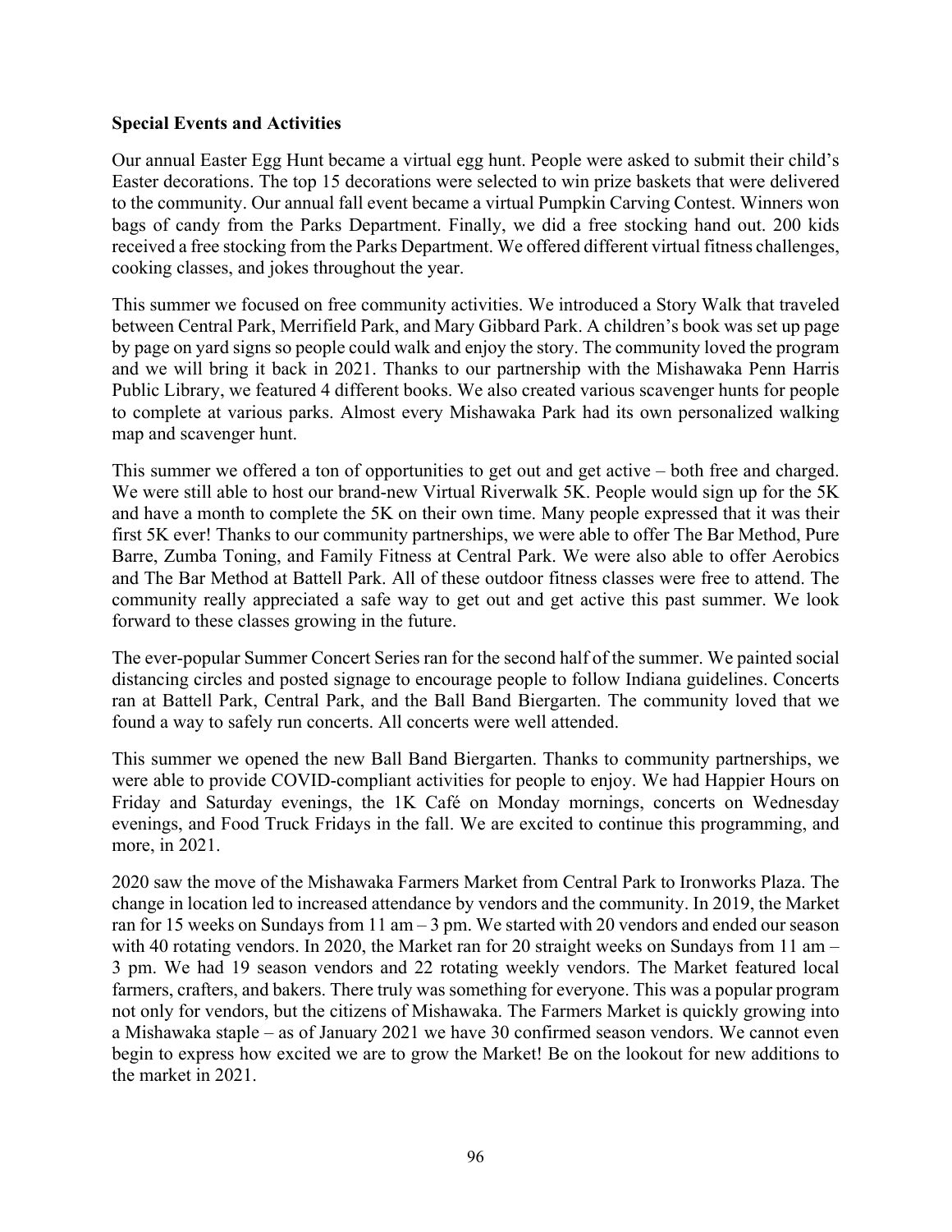**Special Events and Activities**

Our annual Easter Egg Hunt became a virtual egg hunt. People were asked to submit their child's Easter decorations. The top 15 decorations were selected to win prize baskets that were delivered to the community. Our annual fall event became a virtual Pumpkin Carving Contest. Winners won bags of candy from the Parks Department. Finally, we did a free stocking hand out. 200 kids received a free stocking from the Parks Department. We offered different virtual fitness challenges, cooking classes, and jokes throughout the year.

This summer we focused on free community activities. We introduced a Story Walk that traveled between Central Park, Merrifield Park, and Mary Gibbard Park. A children's book was set up page by page on yard signs so people could walk and enjoy the story. The community loved the program and we will bring it back in 2021. Thanks to our partnership with the Mishawaka Penn Harris Public Library, we featured 4 different books. We also created various scavenger hunts for people to complete at various parks. Almost every Mishawaka Park had its own personalized walking map and scavenger hunt.

This summer we offered a ton of opportunities to get out and get active – both free and charged. We were still able to host our brand-new Virtual Riverwalk 5K. People would sign up for the 5K and have a month to complete the 5K on their own time. Many people expressed that it was their first 5K ever! Thanks to our community partnerships, we were able to offer The Bar Method, Pure Barre, Zumba Toning, and Family Fitness at Central Park. We were also able to offer Aerobics and The Bar Method at Battell Park. All of these outdoor fitness classes were free to attend. The community really appreciated a safe way to get out and get active this past summer. We look forward to these classes growing in the future.

The ever-popular Summer Concert Series ran for the second half of the summer. We painted social distancing circles and posted signage to encourage people to follow Indiana guidelines. Concerts ran at Battell Park, Central Park, and the Ball Band Biergarten. The community loved that we found a way to safely run concerts. All concerts were well attended.

This summer we opened the new Ball Band Biergarten. Thanks to community partnerships, we were able to provide COVID-compliant activities for people to enjoy. We had Happier Hours on Friday and Saturday evenings, the 1K Café on Monday mornings, concerts on Wednesday evenings, and Food Truck Fridays in the fall. We are excited to continue this programming, and more, in 2021.

2020 saw the move of the Mishawaka Farmers Market from Central Park to Ironworks Plaza. The change in location led to increased attendance by vendors and the community. In 2019, the Market ran for 15 weeks on Sundays from 11 am – 3 pm. We started with 20 vendors and ended our season with 40 rotating vendors. In 2020, the Market ran for 20 straight weeks on Sundays from 11 am – 3 pm. We had 19 season vendors and 22 rotating weekly vendors. The Market featured local farmers, crafters, and bakers. There truly was something for everyone. This was a popular program not only for vendors, but the citizens of Mishawaka. The Farmers Market is quickly growing into a Mishawaka staple – as of January 2021 we have 30 confirmed season vendors. We cannot even begin to express how excited we are to grow the Market! Be on the lookout for new additions to the market in 2021.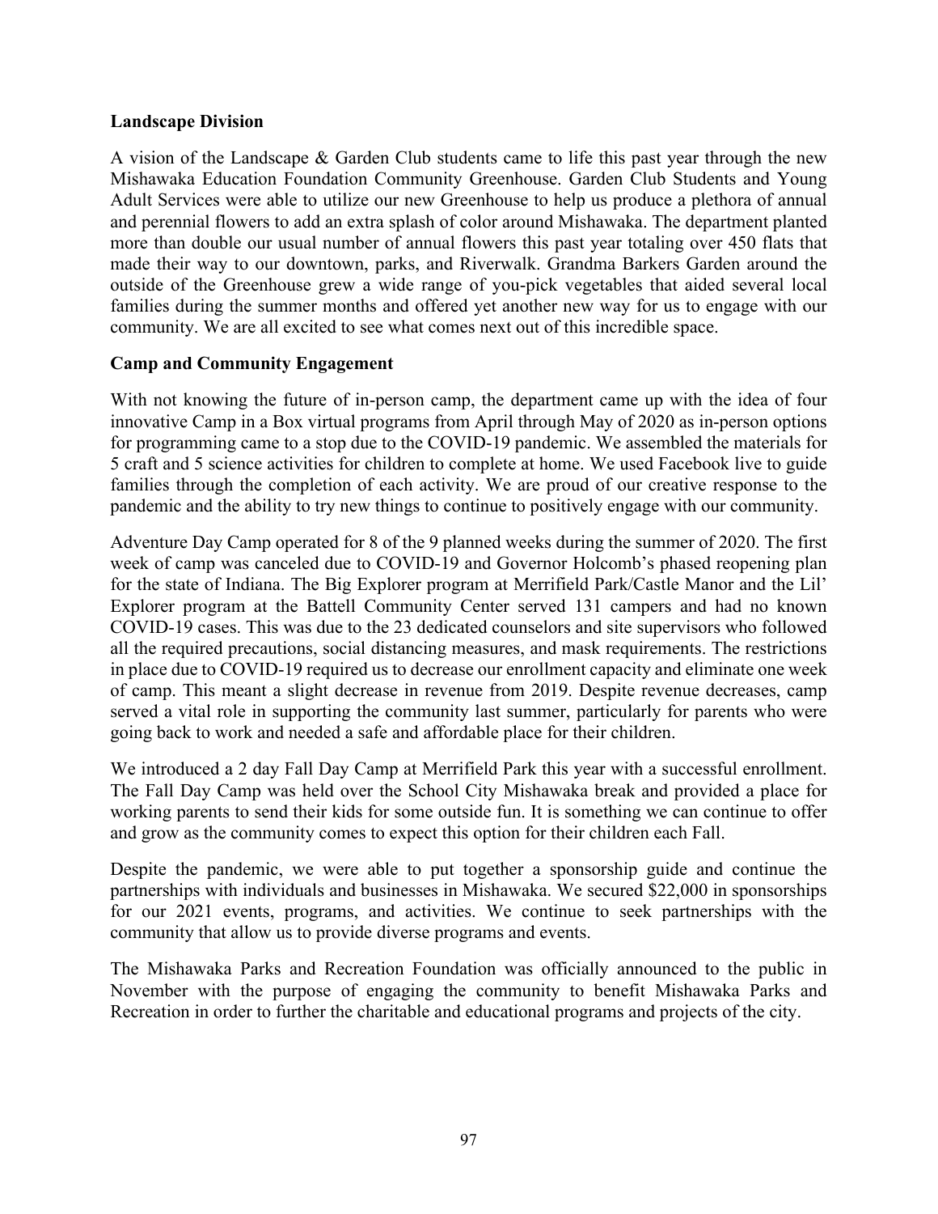**Landscape Division**

A vision of the Landscape & Garden Club students came to life this past year through the new Mishawaka Education Foundation Community Greenhouse. Garden Club Students and Young Adult Services were able to utilize our new Greenhouse to help us produce a plethora of annual and perennial flowers to add an extra splash of color around Mishawaka. The department planted more than double our usual number of annual flowers this past year totaling over 450 flats that made their way to our downtown, parks, and Riverwalk. Grandma Barkers Garden around the outside of the Greenhouse grew a wide range of you-pick vegetables that aided several local families during the summer months and offered yet another new way for us to engage with our community. We are all excited to see what comes next out of this incredible space.

**Camp and Community Engagement**

With not knowing the future of in-person camp, the department came up with the idea of four innovative Camp in a Box virtual programs from April through May of 2020 as in-person options for programming came to a stop due to the COVID-19 pandemic. We assembled the materials for 5 craft and 5 science activities for children to complete at home. We used Facebook live to guide families through the completion of each activity. We are proud of our creative response to the pandemic and the ability to try new things to continue to positively engage with our community.

Adventure Day Camp operated for 8 of the 9 planned weeks during the summer of 2020. The first week of camp was canceled due to COVID-19 and Governor Holcomb's phased reopening plan for the state of Indiana. The Big Explorer program at Merrifield Park/Castle Manor and the Lil' Explorer program at the Battell Community Center served 131 campers and had no known COVID-19 cases. This was due to the 23 dedicated counselors and site supervisors who followed all the required precautions, social distancing measures, and mask requirements. The restrictions in place due to COVID-19 required us to decrease our enrollment capacity and eliminate one week of camp. This meant a slight decrease in revenue from 2019. Despite revenue decreases, camp served a vital role in supporting the community last summer, particularly for parents who were going back to work and needed a safe and affordable place for their children.

We introduced a 2 day Fall Day Camp at Merrifield Park this year with a successful enrollment. The Fall Day Camp was held over the School City Mishawaka break and provided a place for working parents to send their kids for some outside fun. It is something we can continue to offer and grow as the community comes to expect this option for their children each Fall.

Despite the pandemic, we were able to put together a sponsorship guide and continue the partnerships with individuals and businesses in Mishawaka. We secured $22,000 in sponsorships for our 2021 events, programs, and activities. We continue to seek partnerships with the community that allow us to provide diverse programs and events.

The Mishawaka Parks and Recreation Foundation was officially announced to the public in November with the purpose of engaging the community to benefit Mishawaka Parks and Recreation in order to further the charitable and educational programs and projects of the city.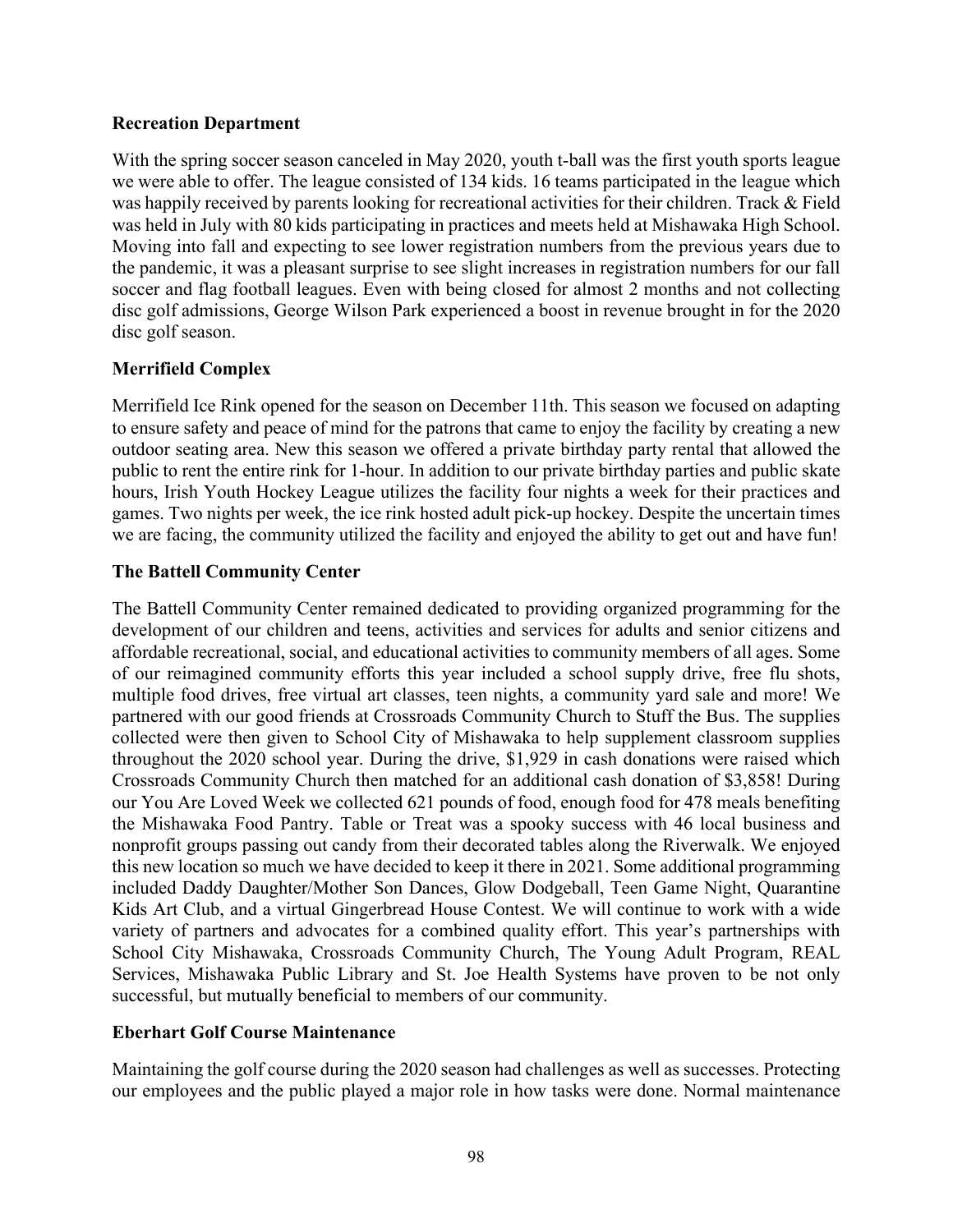**Recreation Department**

With the spring soccer season canceled in May 2020, youth t-ball was the first youth sports league we were able to offer. The league consisted of 134 kids. 16 teams participated in the league which was happily received by parents looking for recreational activities for their children. Track & Field was held in July with 80 kids participating in practices and meets held at Mishawaka High School. Moving into fall and expecting to see lower registration numbers from the previous years due to the pandemic, it was a pleasant surprise to see slight increases in registration numbers for our fall soccer and flag football leagues. Even with being closed for almost 2 months and not collecting disc golf admissions, George Wilson Park experienced a boost in revenue brought in for the 2020 disc golf season.

**Merrifield Complex**

Merrifield Ice Rink opened for the season on December 11th. This season we focused on adapting to ensure safety and peace of mind for the patrons that came to enjoy the facility by creating a new outdoor seating area. New this season we offered a private birthday party rental that allowed the public to rent the entire rink for 1-hour. In addition to our private birthday parties and public skate hours, Irish Youth Hockey League utilizes the facility four nights a week for their practices and games. Two nights per week, the ice rink hosted adult pick-up hockey. Despite the uncertain times we are facing, the community utilized the facility and enjoyed the ability to get out and have fun!

**The Battell Community Center**

The Battell Community Center remained dedicated to providing organized programming for the development of our children and teens, activities and services for adults and senior citizens and affordable recreational, social, and educational activities to community members of all ages. Some of our reimagined community efforts this year included a school supply drive, free flu shots, multiple food drives, free virtual art classes, teen nights, a community yard sale and more! We partnered with our good friends at Crossroads Community Church to Stuff the Bus. The supplies collected were then given to School City of Mishawaka to help supplement classroom supplies throughout the 2020 school year. During the drive, $1,929 in cash donations were raised which Crossroads Community Church then matched for an additional cash donation of $3,858! During our You Are Loved Week we collected 621 pounds of food, enough food for 478 meals benefiting the Mishawaka Food Pantry. Table or Treat was a spooky success with 46 local business and nonprofit groups passing out candy from their decorated tables along the Riverwalk. We enjoyed this new location so much we have decided to keep it there in 2021. Some additional programming included Daddy Daughter/Mother Son Dances, Glow Dodgeball, Teen Game Night, Quarantine Kids Art Club, and a virtual Gingerbread House Contest. We will continue to work with a wide variety of partners and advocates for a combined quality effort. This year's partnerships with School City Mishawaka, Crossroads Community Church, The Young Adult Program, REAL Services, Mishawaka Public Library and St. Joe Health Systems have proven to be not only successful, but mutually beneficial to members of our community.

**Eberhart Golf Course Maintenance**

Maintaining the golf course during the 2020 season had challenges as well as successes. Protecting our employees and the public played a major role in how tasks were done. Normal maintenance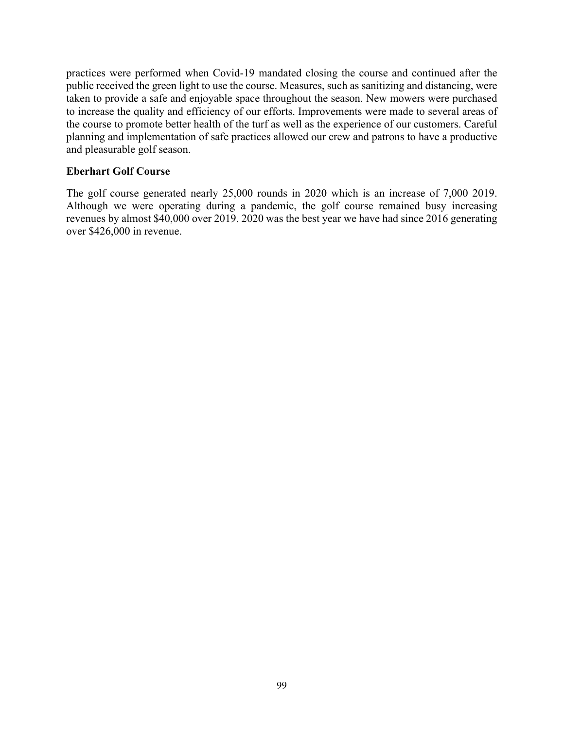practices were performed when Covid-19 mandated closing the course and continued after the public received the green light to use the course. Measures, such as sanitizing and distancing, were taken to provide a safe and enjoyable space throughout the season. New mowers were purchased to increase the quality and efficiency of our efforts. Improvements were made to several areas of the course to promote better health of the turf as well as the experience of our customers. Careful planning and implementation of safe practices allowed our crew and patrons to have a productive and pleasurable golf season.

**Eberhart Golf Course**

The golf course generated nearly 25,000 rounds in 2020 which is an increase of 7,000 2019. Although we were operating during a pandemic, the golf course remained busy increasing revenues by almost $40,000 over 2019. 2020 was the best year we have had since 2016 generating over $426,000 in revenue.